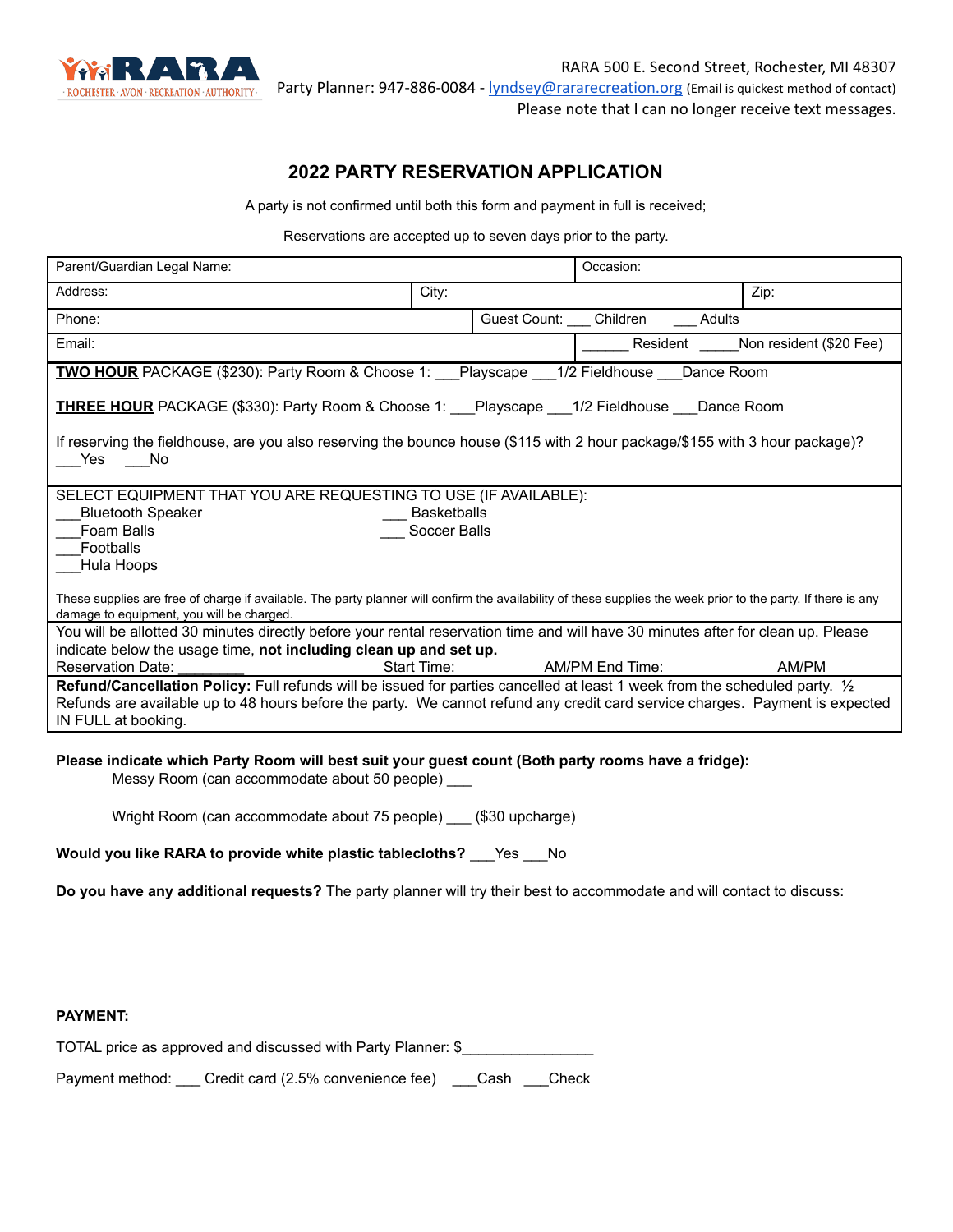RARA · ROCHESTER · AVON · RECREATION · AUTHORITY ·

RARA 500 E. Second Street, Rochester, MI 48307
Party Planner: 947-886-0084 - lyndsey@rararecreation.org (Email is quickest method of contact)
Please note that I can no longer receive text messages.

# 2022 PARTY RESERVATION APPLICATION

A party is not confirmed until both this form and payment in full is received;

Reservations are accepted up to seven days prior to the party.

| Parent/Guardian Legal Name: | | Occasion: | |
|---|---|---|---|
| Address: | City: | | Zip: |
| Phone: | Guest Count: ___ Children ___ Adults | | |
| Email: | ______ Resident _____Non resident ($20 Fee) | | |

**TWO HOUR** PACKAGE ($230): Party Room & Choose 1: ___Playscape ___1/2 Fieldhouse ___Dance Room

**THREE HOUR** PACKAGE ($330): Party Room & Choose 1: ___Playscape ___1/2 Fieldhouse ___Dance Room

If reserving the fieldhouse, are you also reserving the bounce house ($115 with 2 hour package/$155 with 3 hour package)? ___Yes ___No

SELECT EQUIPMENT THAT YOU ARE REQUESTING TO USE (IF AVAILABLE):

___Bluetooth Speaker
___Foam Balls
___Footballs
___Hula Hoops
___ Basketballs
___ Soccer Balls

These supplies are free of charge if available. The party planner will confirm the availability of these supplies the week prior to the party. If there is any damage to equipment, you will be charged.

You will be allotted 30 minutes directly before your rental reservation time and will have 30 minutes after for clean up. Please indicate below the usage time, **not including clean up and set up.**

Reservation Date: ________ Start Time: AM/PM End Time: AM/PM

**Refund/Cancellation Policy:** Full refunds will be issued for parties cancelled at least 1 week from the scheduled party. ½ Refunds are available up to 48 hours before the party. We cannot refund any credit card service charges. Payment is expected IN FULL at booking.

**Please indicate which Party Room will best suit your guest count (Both party rooms have a fridge):**

Messy Room (can accommodate about 50 people) ___

Wright Room (can accommodate about 75 people) ___ ($30 upcharge)

**Would you like RARA to provide white plastic tablecloths?** ___Yes ___No

**Do you have any additional requests?** The party planner will try their best to accommodate and will contact to discuss:

**PAYMENT:**

TOTAL price as approved and discussed with Party Planner: $_______________

Payment method: ___ Credit card (2.5% convenience fee) ___Cash ___Check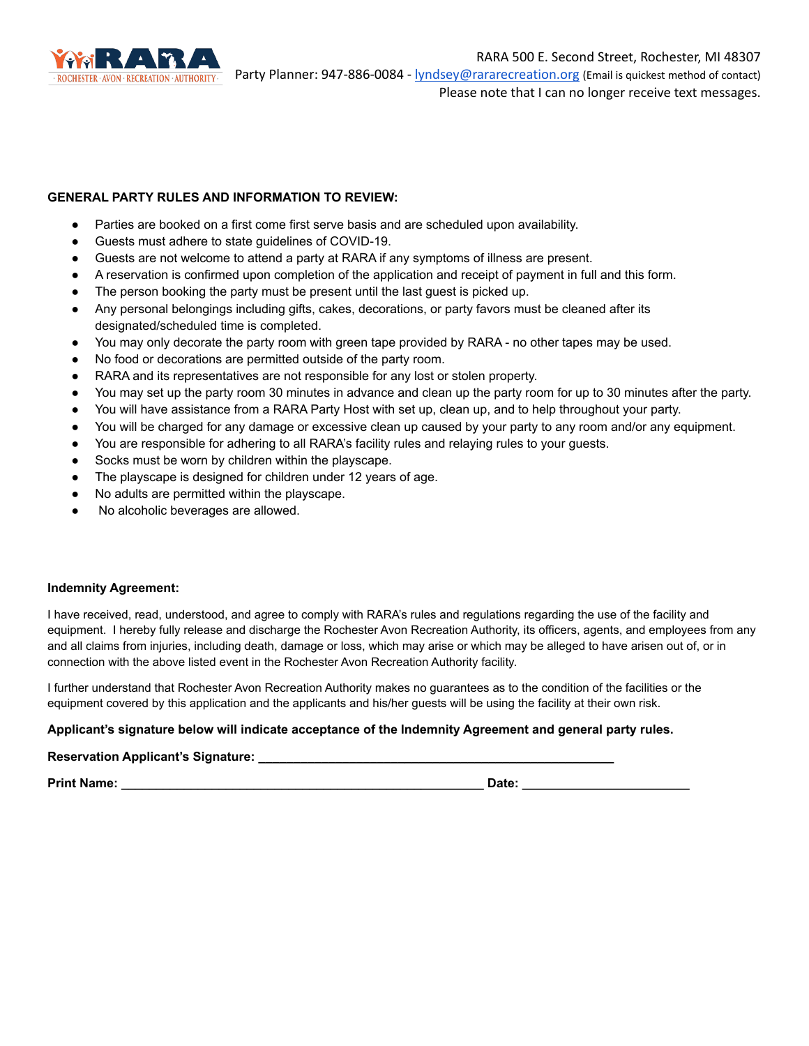RARA 500 E. Second Street, Rochester, MI 48307
Party Planner: 947-886-0084 - lyndsey@rararecreation.org (Email is quickest method of contact)
Please note that I can no longer receive text messages.

**GENERAL PARTY RULES AND INFORMATION TO REVIEW:**

- Parties are booked on a first come first serve basis and are scheduled upon availability.
- Guests must adhere to state guidelines of COVID-19.
- Guests are not welcome to attend a party at RARA if any symptoms of illness are present.
- A reservation is confirmed upon completion of the application and receipt of payment in full and this form.
- The person booking the party must be present until the last guest is picked up.
- Any personal belongings including gifts, cakes, decorations, or party favors must be cleaned after its designated/scheduled time is completed.
- You may only decorate the party room with green tape provided by RARA - no other tapes may be used.
- No food or decorations are permitted outside of the party room.
- RARA and its representatives are not responsible for any lost or stolen property.
- You may set up the party room 30 minutes in advance and clean up the party room for up to 30 minutes after the party.
- You will have assistance from a RARA Party Host with set up, clean up, and to help throughout your party.
- You will be charged for any damage or excessive clean up caused by your party to any room and/or any equipment.
- You are responsible for adhering to all RARA's facility rules and relaying rules to your guests.
- Socks must be worn by children within the playscape.
- The playscape is designed for children under 12 years of age.
- No adults are permitted within the playscape.
- No alcoholic beverages are allowed.

**Indemnity Agreement:**

I have received, read, understood, and agree to comply with RARA's rules and regulations regarding the use of the facility and equipment. I hereby fully release and discharge the Rochester Avon Recreation Authority, its officers, agents, and employees from any and all claims from injuries, including death, damage or loss, which may arise or which may be alleged to have arisen out of, or in connection with the above listed event in the Rochester Avon Recreation Authority facility.

I further understand that Rochester Avon Recreation Authority makes no guarantees as to the condition of the facilities or the equipment covered by this application and the applicants and his/her guests will be using the facility at their own risk.

**Applicant's signature below will indicate acceptance of the Indemnity Agreement and general party rules.**

**Reservation Applicant's Signature:** ____________________________________________________

**Print Name:** ____________________________________________________ **Date:** ________________________